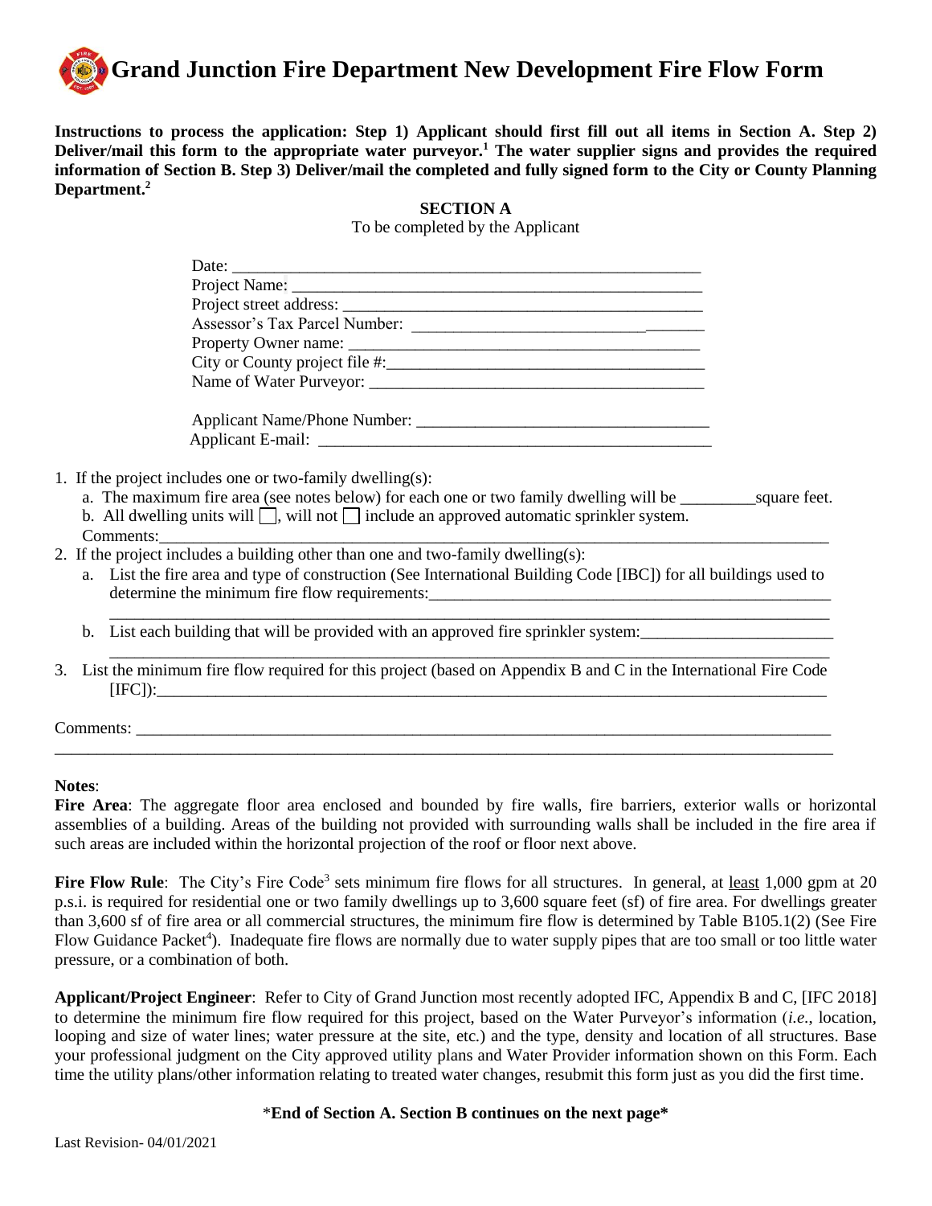# Grand Junction Fire Department New Development Fire Flow Form

**Instructions to process the application: Step 1) Applicant should first fill out all items in Section A. Step 2) Deliver/mail this form to the appropriate water purveyor.[1] The water supplier signs and provides the required information of Section B. Step 3) Deliver/mail the completed and fully signed form to the City or County Planning Department.[2]**

## SECTION A

To be completed by the Applicant

Date: ______________________________________________________

Project Name: _______________________________________________

Project street address: ________________________________________

Assessor's Tax Parcel Number: __________________________________

Property Owner name: _________________________________________

City or County project file #:_____________________________________

Name of Water Purveyor: _______________________________________

Applicant Name/Phone Number: ___________________________________

Applicant E-mail: _______________________________________________

1. If the project includes one or two-family dwelling(s):
   a. The maximum fire area (see notes below) for each one or two family dwelling will be _________square feet.
   b. All dwelling units will ☐, will not ☐ include an approved automatic sprinkler system.
   Comments:_____________________________________________________________________________
2. If the project includes a building other than one and two-family dwelling(s):
   a. List the fire area and type of construction (See International Building Code [IBC]) for all buildings used to determine the minimum fire flow requirements:__________________________________________________
   _______________________________________________________________________________________
   b. List each building that will be provided with an approved fire sprinkler system:_______________________
   _______________________________________________________________________________________
3. List the minimum fire flow required for this project (based on Appendix B and C in the International Fire Code [IFC]):_________________________________________________________________________________

Comments: ______________________________________________________________________________________
_______________________________________________________________________________________________

**Notes**:

**Fire Area**: The aggregate floor area enclosed and bounded by fire walls, fire barriers, exterior walls or horizontal assemblies of a building. Areas of the building not provided with surrounding walls shall be included in the fire area if such areas are included within the horizontal projection of the roof or floor next above.

**Fire Flow Rule**: The City's Fire Code[3] sets minimum fire flows for all structures. In general, at least 1,000 gpm at 20 p.s.i. is required for residential one or two family dwellings up to 3,600 square feet (sf) of fire area. For dwellings greater than 3,600 sf of fire area or all commercial structures, the minimum fire flow is determined by Table B105.1(2) (See Fire Flow Guidance Packet[4]). Inadequate fire flows are normally due to water supply pipes that are too small or too little water pressure, or a combination of both.

**Applicant/Project Engineer**: Refer to City of Grand Junction most recently adopted IFC, Appendix B and C, [IFC 2018] to determine the minimum fire flow required for this project, based on the Water Purveyor's information (*i.e.*, location, looping and size of water lines; water pressure at the site, etc.) and the type, density and location of all structures. Base your professional judgment on the City approved utility plans and Water Provider information shown on this Form. Each time the utility plans/other information relating to treated water changes, resubmit this form just as you did the first time.

\***End of Section A. Section B continues on the next page\***

Last Revision- 04/01/2021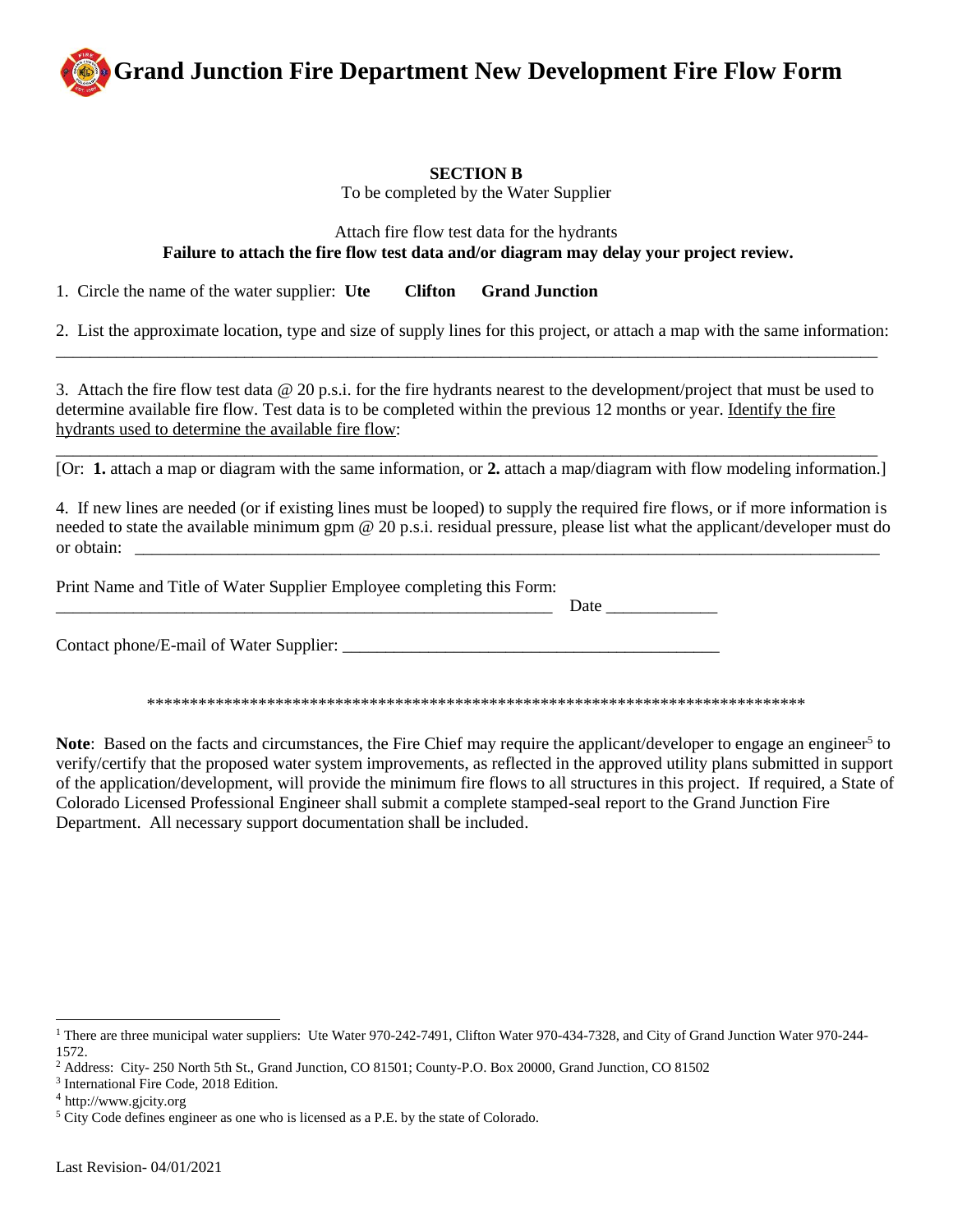# Grand Junction Fire Department New Development Fire Flow Form

**SECTION B**

To be completed by the Water Supplier

Attach fire flow test data for the hydrants

**Failure to attach the fire flow test data and/or diagram may delay your project review.**

1. Circle the name of the water supplier: **Ute** **Clifton** **Grand Junction**

2. List the approximate location, type and size of supply lines for this project, or attach a map with the same information:
_______________________________________________________________________________________

3. Attach the fire flow test data @ 20 p.s.i. for the fire hydrants nearest to the development/project that must be used to determine available fire flow. Test data is to be completed within the previous 12 months or year. Identify the fire hydrants used to determine the available fire flow:
_______________________________________________________________________________________

[Or: **1.** attach a map or diagram with the same information, or **2.** attach a map/diagram with flow modeling information.]

4. If new lines are needed (or if existing lines must be looped) to supply the required fire flows, or if more information is needed to state the available minimum gpm @ 20 p.s.i. residual pressure, please list what the applicant/developer must do or obtain: _______________________________________________________________________________

Print Name and Title of Water Supplier Employee completing this Form:
___________________________________________________ Date ____________

Contact phone/E-mail of Water Supplier: ________________________________________

******************************************************************************

**Note**: Based on the facts and circumstances, the Fire Chief may require the applicant/developer to engage an engineer[5] to verify/certify that the proposed water system improvements, as reflected in the approved utility plans submitted in support of the application/development, will provide the minimum fire flows to all structures in this project. If required, a State of Colorado Licensed Professional Engineer shall submit a complete stamped-seal report to the Grand Junction Fire Department. All necessary support documentation shall be included.

---

[1] There are three municipal water suppliers: Ute Water 970-242-7491, Clifton Water 970-434-7328, and City of Grand Junction Water 970-244-1572.

[2] Address: City- 250 North 5th St., Grand Junction, CO 81501; County-P.O. Box 20000, Grand Junction, CO 81502

[3] International Fire Code, 2018 Edition.

[4] http://www.gjcity.org

[5] City Code defines engineer as one who is licensed as a P.E. by the state of Colorado.

Last Revision- 04/01/2021